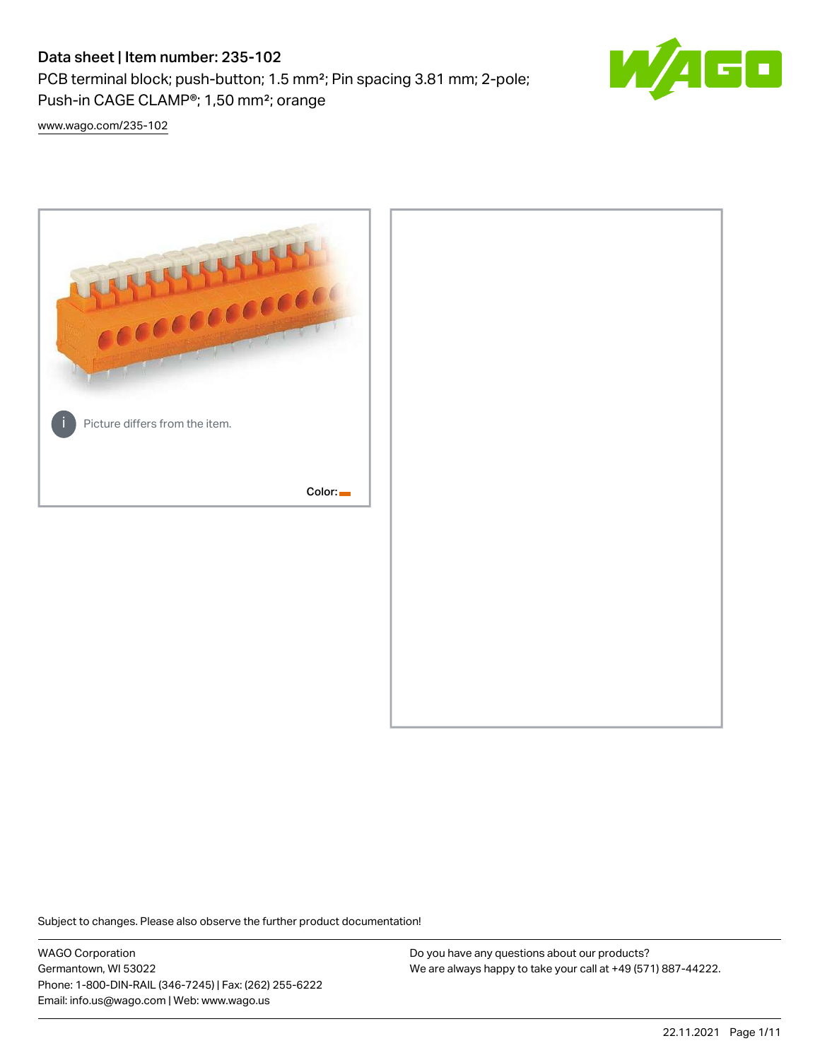# Data sheet | Item number: 235-102

PCB terminal block; push-button; 1.5 mm²; Pin spacing 3.81 mm; 2-pole; Push-in CAGE CLAMP®; 1,50 mm²; orange

www.wago.com/235-102

Picture differs from the item.

Color:

Subject to changes. Please also observe the further product documentation!

WAGO Corporation
Germantown, WI 53022
Phone: 1-800-DIN-RAIL (346-7245) | Fax: (262) 255-6222
Email: info.us@wago.com | Web: www.wago.us

Do you have any questions about our products?
We are always happy to take your call at +49 (571) 887-44222.

22.11.2021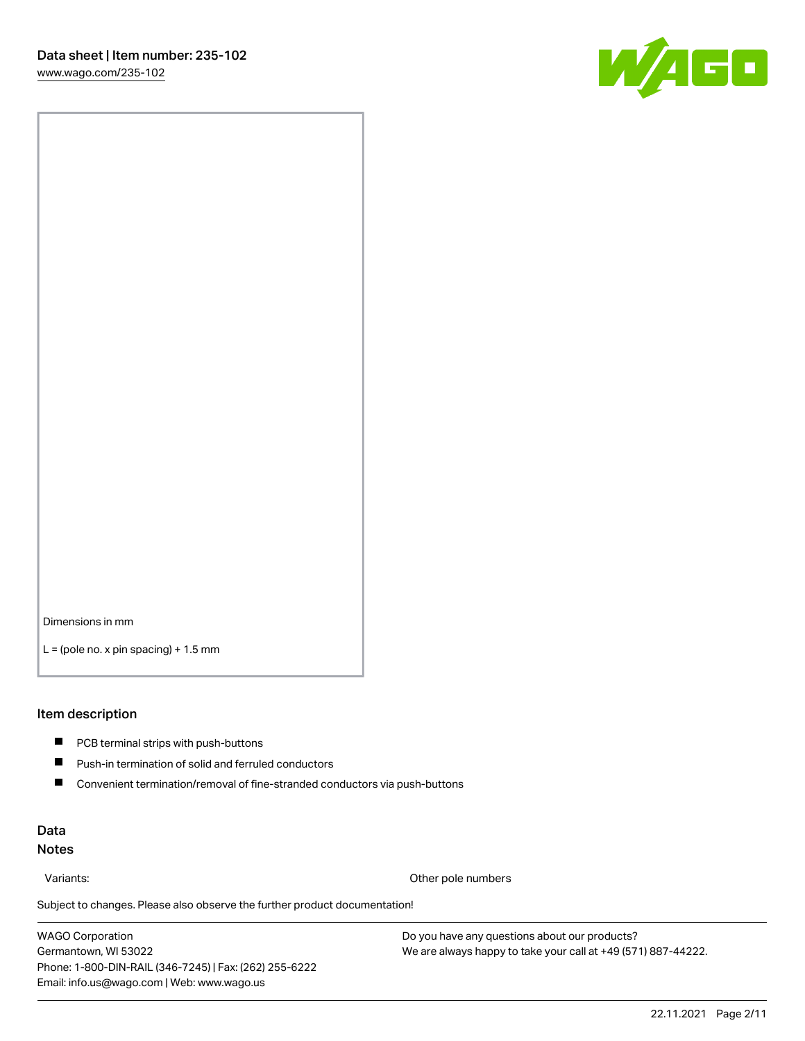Dimensions in mm

L = (pole no. x pin spacing) + 1.5 mm

## Item description

- PCB terminal strips with push-buttons
- Push-in termination of solid and ferruled conductors
- Convenient termination/removal of fine-stranded conductors via push-buttons

## Data

### Notes

| Variants: | Other pole numbers |
| --- | --- |

Subject to changes. Please also observe the further product documentation!

WAGO Corporation
Germantown, WI 53022
Phone: 1-800-DIN-RAIL (346-7245) | Fax: (262) 255-6222
Email: info.us@wago.com | Web: www.wago.us

Do you have any questions about our products?
We are always happy to take your call at +49 (571) 887-44222.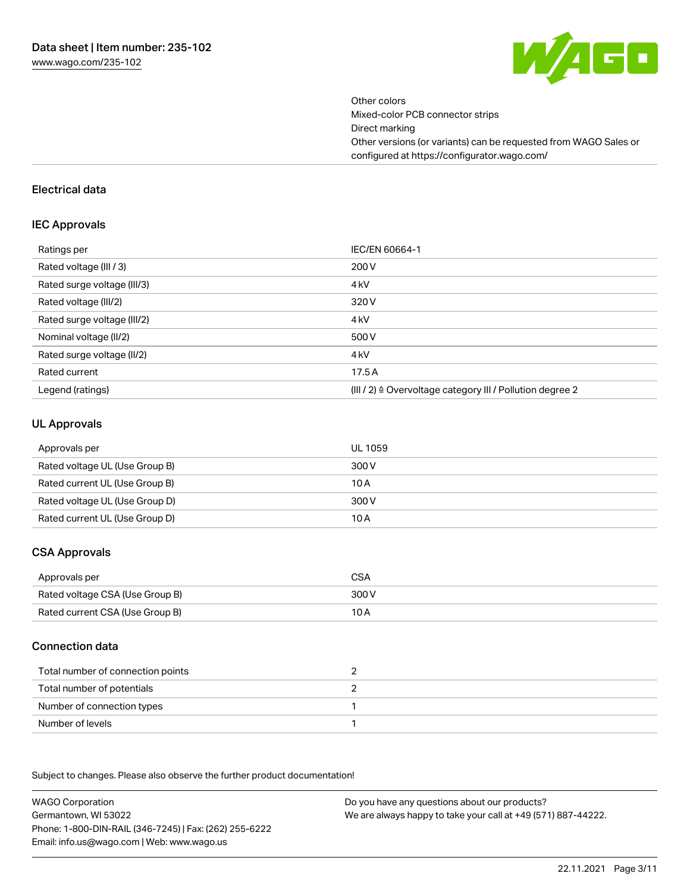Other colors
Mixed-color PCB connector strips
Direct marking
Other versions (or variants) can be requested from WAGO Sales or configured at https://configurator.wago.com/

## Electrical data

### IEC Approvals

| Ratings per | IEC/EN 60664-1 |
|---|---|
| Rated voltage (III / 3) | 200 V |
| Rated surge voltage (III/3) | 4 kV |
| Rated voltage (III/2) | 320 V |
| Rated surge voltage (III/2) | 4 kV |
| Nominal voltage (II/2) | 500 V |
| Rated surge voltage (II/2) | 4 kV |
| Rated current | 17.5 A |
| Legend (ratings) | (III / 2) ≙ Overvoltage category III / Pollution degree 2 |

### UL Approvals

| Approvals per | UL 1059 |
|---|---|
| Rated voltage UL (Use Group B) | 300 V |
| Rated current UL (Use Group B) | 10 A |
| Rated voltage UL (Use Group D) | 300 V |
| Rated current UL (Use Group D) | 10 A |

### CSA Approvals

| Approvals per | CSA |
|---|---|
| Rated voltage CSA (Use Group B) | 300 V |
| Rated current CSA (Use Group B) | 10 A |

### Connection data

| Total number of connection points | 2 |
|---|---|
| Total number of potentials | 2 |
| Number of connection types | 1 |
| Number of levels | 1 |

Subject to changes. Please also observe the further product documentation!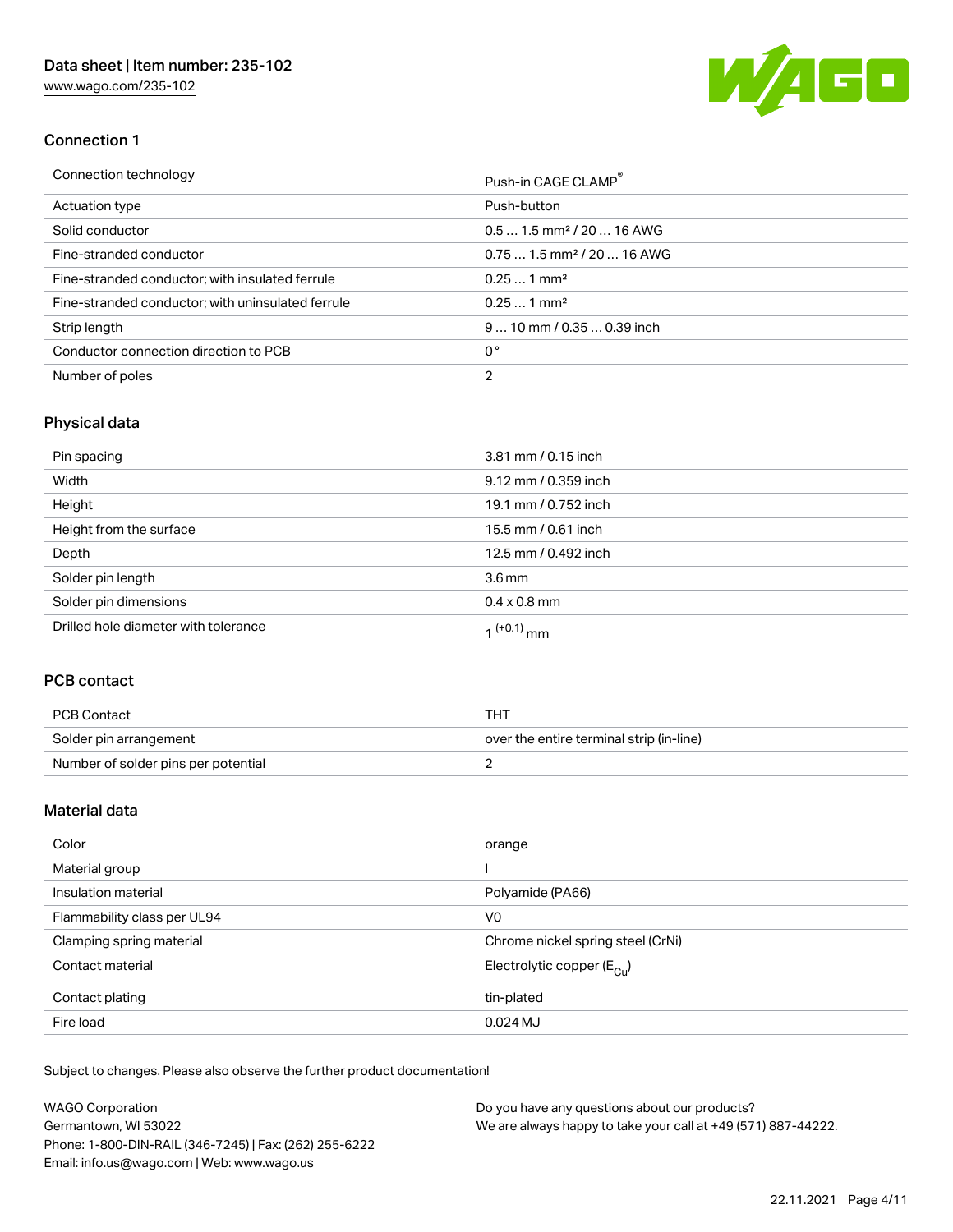## Connection 1

| Connection technology | Push-in CAGE CLAMP® |
|---|---|
| Actuation type | Push-button |
| Solid conductor | 0.5 … 1.5 mm² / 20 … 16 AWG |
| Fine-stranded conductor | 0.75 … 1.5 mm² / 20 … 16 AWG |
| Fine-stranded conductor; with insulated ferrule | 0.25 … 1 mm² |
| Fine-stranded conductor; with uninsulated ferrule | 0.25 … 1 mm² |
| Strip length | 9 … 10 mm / 0.35 … 0.39 inch |
| Conductor connection direction to PCB | 0 ° |
| Number of poles | 2 |

## Physical data

| Pin spacing | 3.81 mm / 0.15 inch |
|---|---|
| Width | 9.12 mm / 0.359 inch |
| Height | 19.1 mm / 0.752 inch |
| Height from the surface | 15.5 mm / 0.61 inch |
| Depth | 12.5 mm / 0.492 inch |
| Solder pin length | 3.6 mm |
| Solder pin dimensions | 0.4 x 0.8 mm |
| Drilled hole diameter with tolerance | $1^{(+0.1)}$ mm |

## PCB contact

| PCB Contact | THT |
|---|---|
| Solder pin arrangement | over the entire terminal strip (in-line) |
| Number of solder pins per potential | 2 |

## Material data

| Color | orange |
|---|---|
| Material group | I |
| Insulation material | Polyamide (PA66) |
| Flammability class per UL94 | V0 |
| Clamping spring material | Chrome nickel spring steel (CrNi) |
| Contact material | Electrolytic copper ($E_{Cu}$) |
| Contact plating | tin-plated |
| Fire load | 0.024 MJ |

Subject to changes. Please also observe the further product documentation!

WAGO Corporation
Germantown, WI 53022
Phone: 1-800-DIN-RAIL (346-7245) | Fax: (262) 255-6222
Email: info.us@wago.com | Web: www.wago.us

Do you have any questions about our products?
We are always happy to take your call at +49 (571) 887-44222.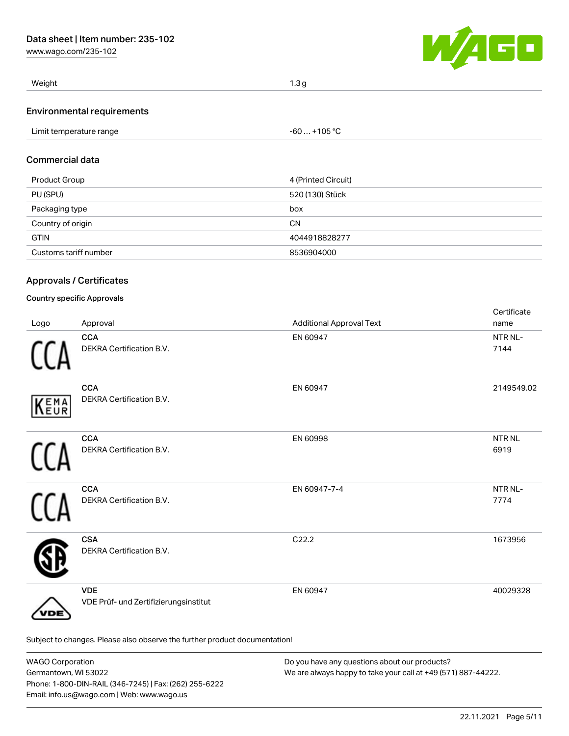| Weight | 1.3 g |
| --- | --- |

## Environmental requirements

| Limit temperature range | -60 … +105 °C |
| --- | --- |

## Commercial data

| Product Group | 4 (Printed Circuit) |
| --- | --- |
| PU (SPU) | 520 (130) Stück |
| Packaging type | box |
| Country of origin | CN |
| GTIN | 4044918828277 |
| Customs tariff number | 8536904000 |

## Approvals / Certificates

### Country specific Approvals

| Logo | Approval | Additional Approval Text | Certificate name |
| --- | --- | --- | --- |
| CCA | **CCA** DEKRA Certification B.V. | EN 60947 | NTR NL-7144 |
| KEMA EUR | **CCA** DEKRA Certification B.V. | EN 60947 | 2149549.02 |
| CCA | **CCA** DEKRA Certification B.V. | EN 60998 | NTR NL 6919 |
| CCA | **CCA** DEKRA Certification B.V. | EN 60947-7-4 | NTR NL-7774 |
| | **CSA** DEKRA Certification B.V. | C22.2 | 1673956 |
| VDE | **VDE** VDE Prüf- und Zertifizierungsinstitut | EN 60947 | 40029328 |

Subject to changes. Please also observe the further product documentation!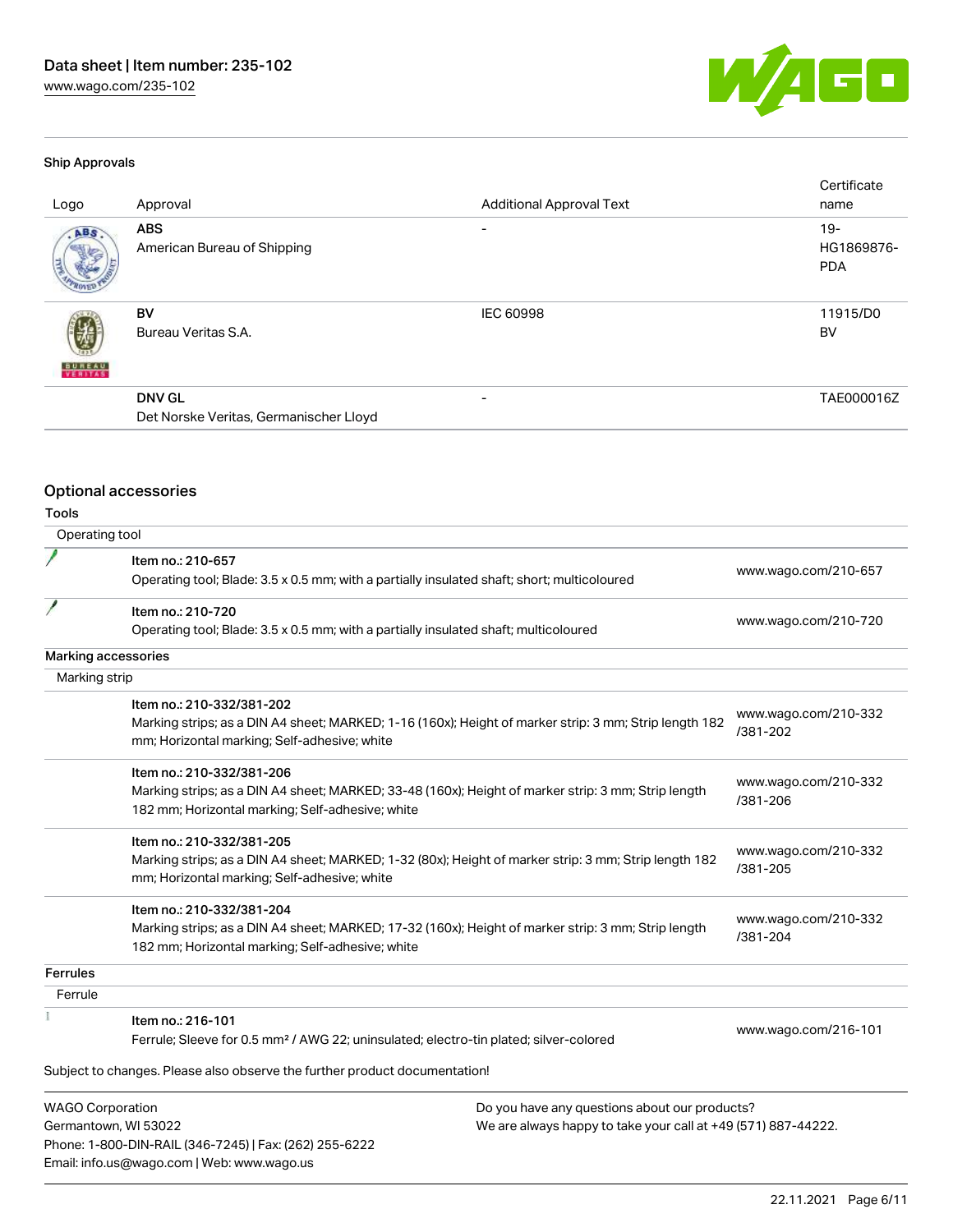### Ship Approvals

| Logo | Approval | Additional Approval Text | Certificate name |
| --- | --- | --- | --- |
| | **ABS** American Bureau of Shipping | - | 19-HG1869876-PDA |
| | **BV** Bureau Veritas S.A. | IEC 60998 | 11915/D0 BV |
| | **DNV GL** Det Norske Veritas, Germanischer Lloyd | - | TAE000016Z |

## Optional accessories

### Tools

Operating tool

| | | |
| --- | --- | --- |
| | **Item no.: 210-657** Operating tool; Blade: 3.5 x 0.5 mm; with a partially insulated shaft; short; multicoloured | www.wago.com/210-657 |
| | **Item no.: 210-720** Operating tool; Blade: 3.5 x 0.5 mm; with a partially insulated shaft; multicoloured | www.wago.com/210-720 |

### Marking accessories

Marking strip

| | | |
| --- | --- | --- |
| | **Item no.: 210-332/381-202** Marking strips; as a DIN A4 sheet; MARKED; 1-16 (160x); Height of marker strip: 3 mm; Strip length 182 mm; Horizontal marking; Self-adhesive; white | www.wago.com/210-332/381-202 |
| | **Item no.: 210-332/381-206** Marking strips; as a DIN A4 sheet; MARKED; 33-48 (160x); Height of marker strip: 3 mm; Strip length 182 mm; Horizontal marking; Self-adhesive; white | www.wago.com/210-332/381-206 |
| | **Item no.: 210-332/381-205** Marking strips; as a DIN A4 sheet; MARKED; 1-32 (80x); Height of marker strip: 3 mm; Strip length 182 mm; Horizontal marking; Self-adhesive; white | www.wago.com/210-332/381-205 |
| | **Item no.: 210-332/381-204** Marking strips; as a DIN A4 sheet; MARKED; 17-32 (160x); Height of marker strip: 3 mm; Strip length 182 mm; Horizontal marking; Self-adhesive; white | www.wago.com/210-332/381-204 |

### Ferrules

Ferrule

| | | |
| --- | --- | --- |
| | **Item no.: 216-101** Ferrule; Sleeve for 0.5 mm² / AWG 22; uninsulated; electro-tin plated; silver-colored | www.wago.com/216-101 |

Subject to changes. Please also observe the further product documentation!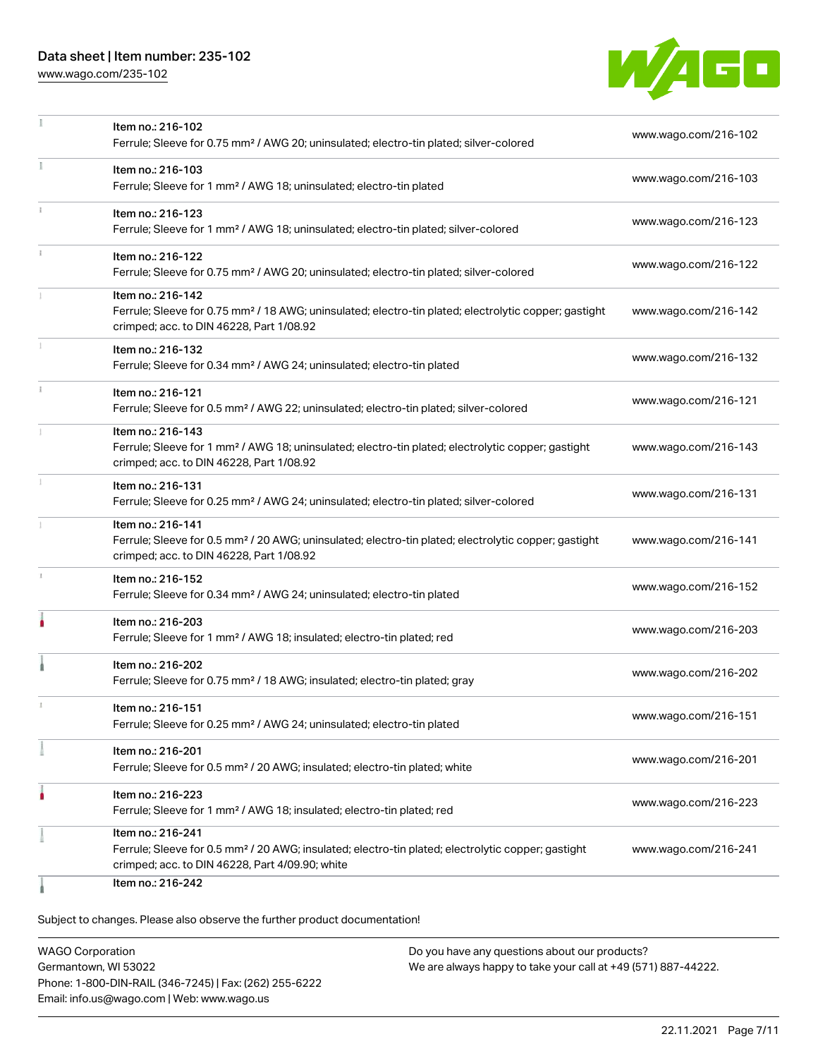| | Item | Link |
|---|---|---|
| | Item no.: 216-102<br>Ferrule; Sleeve for 0.75 mm² / AWG 20; uninsulated; electro-tin plated; silver-colored | www.wago.com/216-102 |
| | Item no.: 216-103<br>Ferrule; Sleeve for 1 mm² / AWG 18; uninsulated; electro-tin plated | www.wago.com/216-103 |
| | Item no.: 216-123<br>Ferrule; Sleeve for 1 mm² / AWG 18; uninsulated; electro-tin plated; silver-colored | www.wago.com/216-123 |
| | Item no.: 216-122<br>Ferrule; Sleeve for 0.75 mm² / AWG 20; uninsulated; electro-tin plated; silver-colored | www.wago.com/216-122 |
| | Item no.: 216-142<br>Ferrule; Sleeve for 0.75 mm² / 18 AWG; uninsulated; electro-tin plated; electrolytic copper; gastight crimped; acc. to DIN 46228, Part 1/08.92 | www.wago.com/216-142 |
| | Item no.: 216-132<br>Ferrule; Sleeve for 0.34 mm² / AWG 24; uninsulated; electro-tin plated | www.wago.com/216-132 |
| | Item no.: 216-121<br>Ferrule; Sleeve for 0.5 mm² / AWG 22; uninsulated; electro-tin plated; silver-colored | www.wago.com/216-121 |
| | Item no.: 216-143<br>Ferrule; Sleeve for 1 mm² / AWG 18; uninsulated; electro-tin plated; electrolytic copper; gastight crimped; acc. to DIN 46228, Part 1/08.92 | www.wago.com/216-143 |
| | Item no.: 216-131<br>Ferrule; Sleeve for 0.25 mm² / AWG 24; uninsulated; electro-tin plated; silver-colored | www.wago.com/216-131 |
| | Item no.: 216-141<br>Ferrule; Sleeve for 0.5 mm² / 20 AWG; uninsulated; electro-tin plated; electrolytic copper; gastight crimped; acc. to DIN 46228, Part 1/08.92 | www.wago.com/216-141 |
| | Item no.: 216-152<br>Ferrule; Sleeve for 0.34 mm² / AWG 24; uninsulated; electro-tin plated | www.wago.com/216-152 |
| | Item no.: 216-203<br>Ferrule; Sleeve for 1 mm² / AWG 18; insulated; electro-tin plated; red | www.wago.com/216-203 |
| | Item no.: 216-202<br>Ferrule; Sleeve for 0.75 mm² / 18 AWG; insulated; electro-tin plated; gray | www.wago.com/216-202 |
| | Item no.: 216-151<br>Ferrule; Sleeve for 0.25 mm² / AWG 24; uninsulated; electro-tin plated | www.wago.com/216-151 |
| | Item no.: 216-201<br>Ferrule; Sleeve for 0.5 mm² / 20 AWG; insulated; electro-tin plated; white | www.wago.com/216-201 |
| | Item no.: 216-223<br>Ferrule; Sleeve for 1 mm² / AWG 18; insulated; electro-tin plated; red | www.wago.com/216-223 |
| | Item no.: 216-241<br>Ferrule; Sleeve for 0.5 mm² / 20 AWG; insulated; electro-tin plated; electrolytic copper; gastight crimped; acc. to DIN 46228, Part 4/09.90; white | www.wago.com/216-241 |
| | Item no.: 216-242 | |

Subject to changes. Please also observe the further product documentation!

WAGO Corporation
Germantown, WI 53022
Phone: 1-800-DIN-RAIL (346-7245) | Fax: (262) 255-6222
Email: info.us@wago.com | Web: www.wago.us

Do you have any questions about our products?
We are always happy to take your call at +49 (571) 887-44222.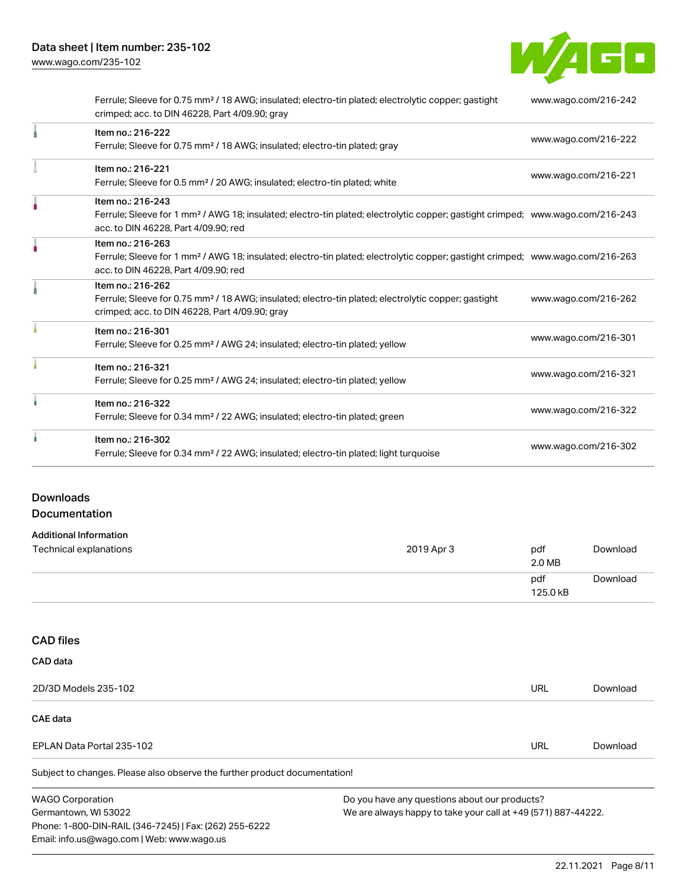| | | |
|---|---|---|
| | Ferrule; Sleeve for 0.75 mm² / 18 AWG; insulated; electro-tin plated; electrolytic copper; gastight crimped; acc. to DIN 46228, Part 4/09.90; gray | www.wago.com/216-242 |
| | Item no.: 216-222<br>Ferrule; Sleeve for 0.75 mm² / 18 AWG; insulated; electro-tin plated; gray | www.wago.com/216-222 |
| | Item no.: 216-221<br>Ferrule; Sleeve for 0.5 mm² / 20 AWG; insulated; electro-tin plated; white | www.wago.com/216-221 |
| | Item no.: 216-243<br>Ferrule; Sleeve for 1 mm² / AWG 18; insulated; electro-tin plated; electrolytic copper; gastight crimped; acc. to DIN 46228, Part 4/09.90; red | www.wago.com/216-243 |
| | Item no.: 216-263<br>Ferrule; Sleeve for 1 mm² / AWG 18; insulated; electro-tin plated; electrolytic copper; gastight crimped; acc. to DIN 46228, Part 4/09.90; red | www.wago.com/216-263 |
| | Item no.: 216-262<br>Ferrule; Sleeve for 0.75 mm² / 18 AWG; insulated; electro-tin plated; electrolytic copper; gastight crimped; acc. to DIN 46228, Part 4/09.90; gray | www.wago.com/216-262 |
| | Item no.: 216-301<br>Ferrule; Sleeve for 0.25 mm² / AWG 24; insulated; electro-tin plated; yellow | www.wago.com/216-301 |
| | Item no.: 216-321<br>Ferrule; Sleeve for 0.25 mm² / AWG 24; insulated; electro-tin plated; yellow | www.wago.com/216-321 |
| | Item no.: 216-322<br>Ferrule; Sleeve for 0.34 mm² / 22 AWG; insulated; electro-tin plated; green | www.wago.com/216-322 |
| | Item no.: 216-302<br>Ferrule; Sleeve for 0.34 mm² / 22 AWG; insulated; electro-tin plated; light turquoise | www.wago.com/216-302 |

## Downloads

### Documentation

**Additional Information**

| | | | |
|---|---|---|---|
| Technical explanations | 2019 Apr 3 | pdf<br>2.0 MB | Download |
| | | pdf<br>125.0 kB | Download |

### CAD files

**CAD data**

| | | |
|---|---|---|
| 2D/3D Models 235-102 | URL | Download |

**CAE data**

| | | |
|---|---|---|
| EPLAN Data Portal 235-102 | URL | Download |

Subject to changes. Please also observe the further product documentation!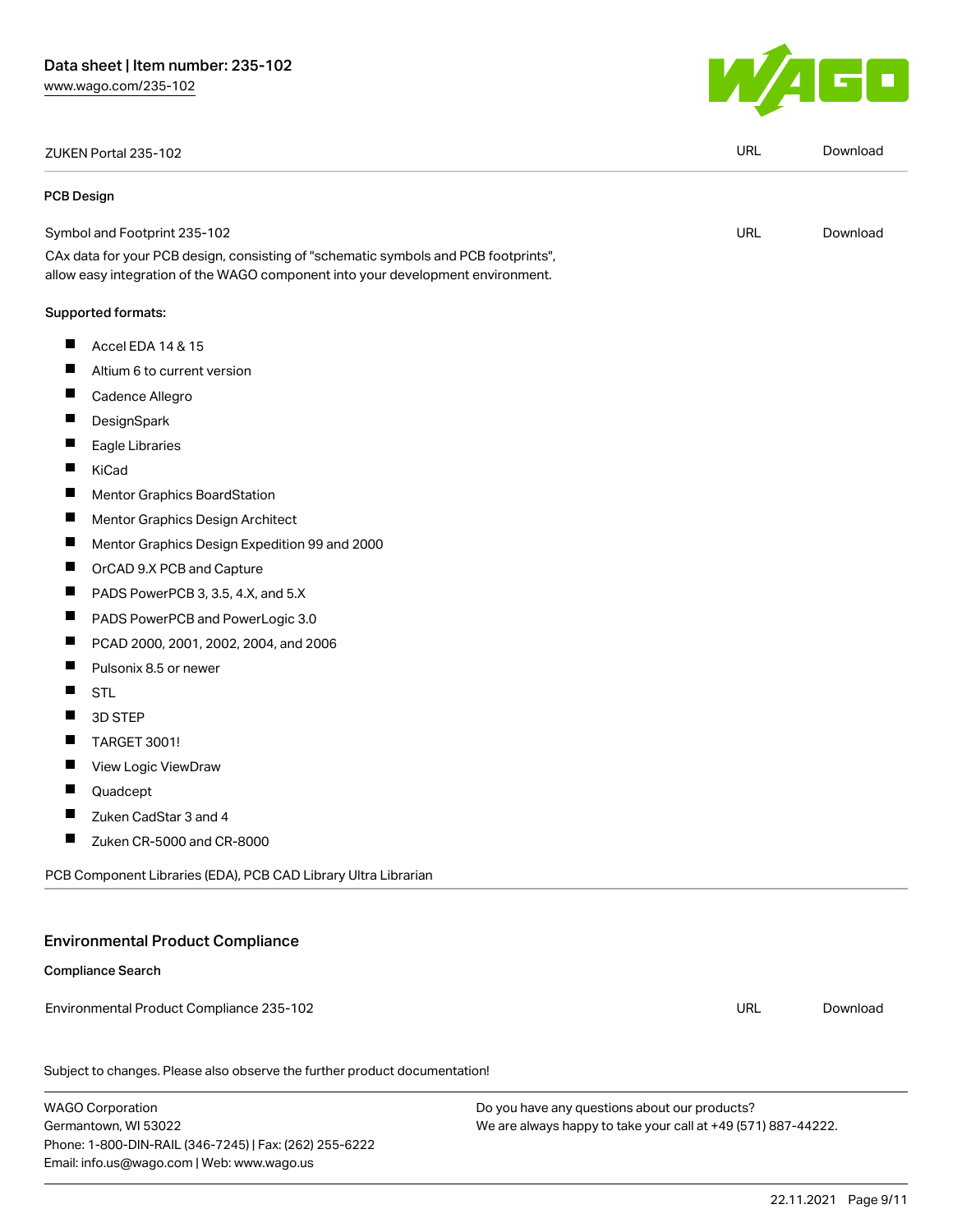| ZUKEN Portal 235-102 | URL | Download |
| --- | --- | --- |

**PCB Design**

| Symbol and Footprint 235-102 | URL | Download |
| --- | --- | --- |

CAx data for your PCB design, consisting of "schematic symbols and PCB footprints", allow easy integration of the WAGO component into your development environment.

Supported formats:

- Accel EDA 14 & 15
- Altium 6 to current version
- Cadence Allegro
- DesignSpark
- Eagle Libraries
- KiCad
- Mentor Graphics BoardStation
- Mentor Graphics Design Architect
- Mentor Graphics Design Expedition 99 and 2000
- OrCAD 9.X PCB and Capture
- PADS PowerPCB 3, 3.5, 4.X, and 5.X
- PADS PowerPCB and PowerLogic 3.0
- PCAD 2000, 2001, 2002, 2004, and 2006
- Pulsonix 8.5 or newer
- STL
- 3D STEP
- TARGET 3001!
- View Logic ViewDraw
- Quadcept
- Zuken CadStar 3 and 4
- Zuken CR-5000 and CR-8000

PCB Component Libraries (EDA), PCB CAD Library Ultra Librarian

## Environmental Product Compliance

**Compliance Search**

| Environmental Product Compliance 235-102 | URL | Download |
| --- | --- | --- |

Subject to changes. Please also observe the further product documentation!

WAGO Corporation
Germantown, WI 53022
Phone: 1-800-DIN-RAIL (346-7245) | Fax: (262) 255-6222
Email: info.us@wago.com | Web: www.wago.us

Do you have any questions about our products?
We are always happy to take your call at +49 (571) 887-44222.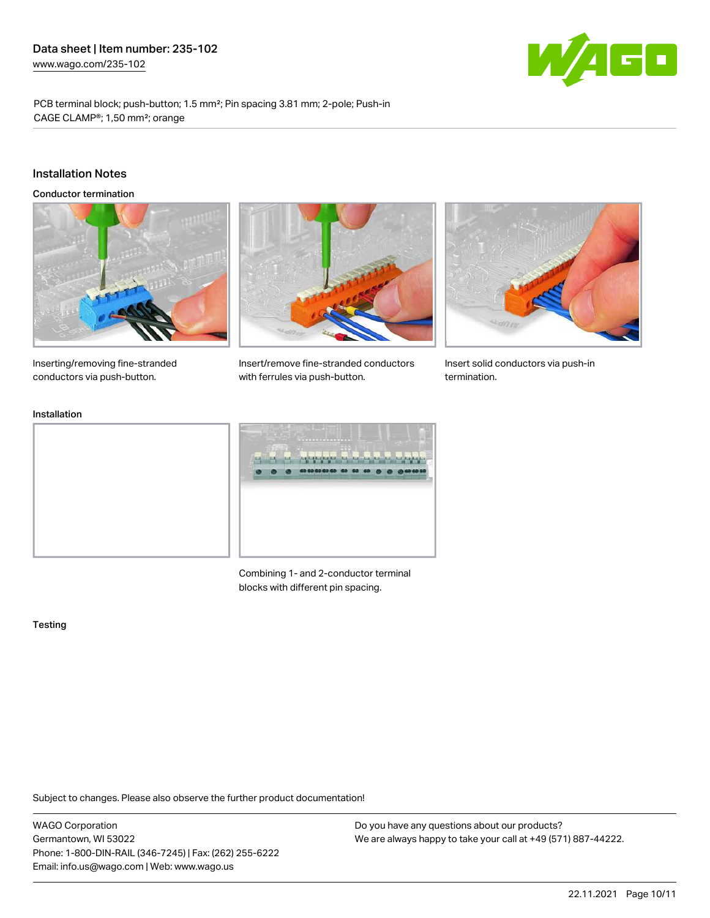PCB terminal block; push-button; 1.5 mm²; Pin spacing 3.81 mm; 2-pole; Push-in CAGE CLAMP®; 1,50 mm²; orange

## Installation Notes

### Conductor termination

Inserting/removing fine-stranded conductors via push-button.

Insert/remove fine-stranded conductors with ferrules via push-button.

Insert solid conductors via push-in termination.

### Installation

Combining 1- and 2-conductor terminal blocks with different pin spacing.

### Testing

Subject to changes. Please also observe the further product documentation!

WAGO Corporation
Germantown, WI 53022
Phone: 1-800-DIN-RAIL (346-7245) | Fax: (262) 255-6222
Email: info.us@wago.com | Web: www.wago.us

Do you have any questions about our products?
We are always happy to take your call at +49 (571) 887-44222.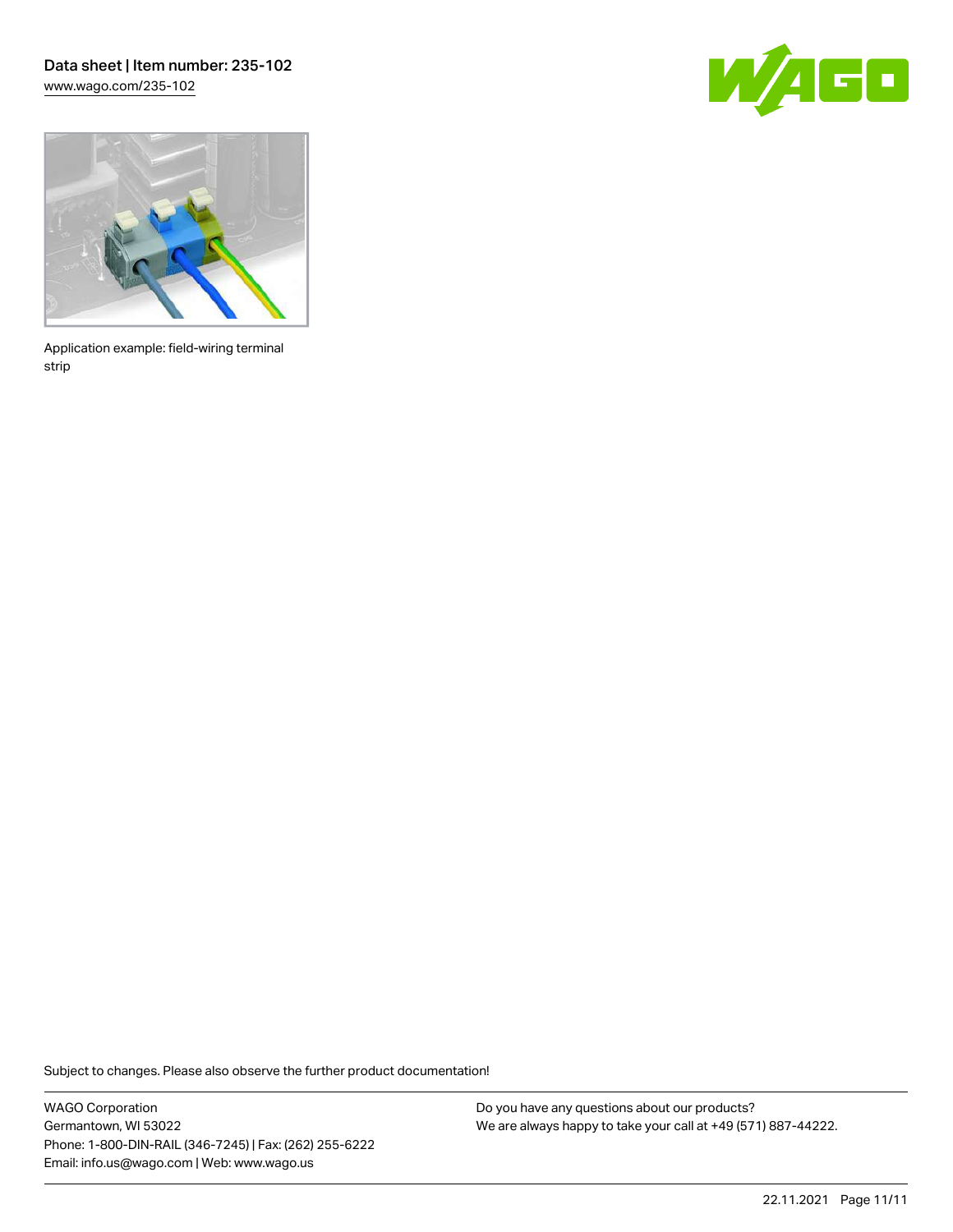Application example: field-wiring terminal strip

Subject to changes. Please also observe the further product documentation!

WAGO Corporation
Germantown, WI 53022
Phone: 1-800-DIN-RAIL (346-7245) | Fax: (262) 255-6222
Email: info.us@wago.com | Web: www.wago.us

Do you have any questions about our products?
We are always happy to take your call at +49 (571) 887-44222.